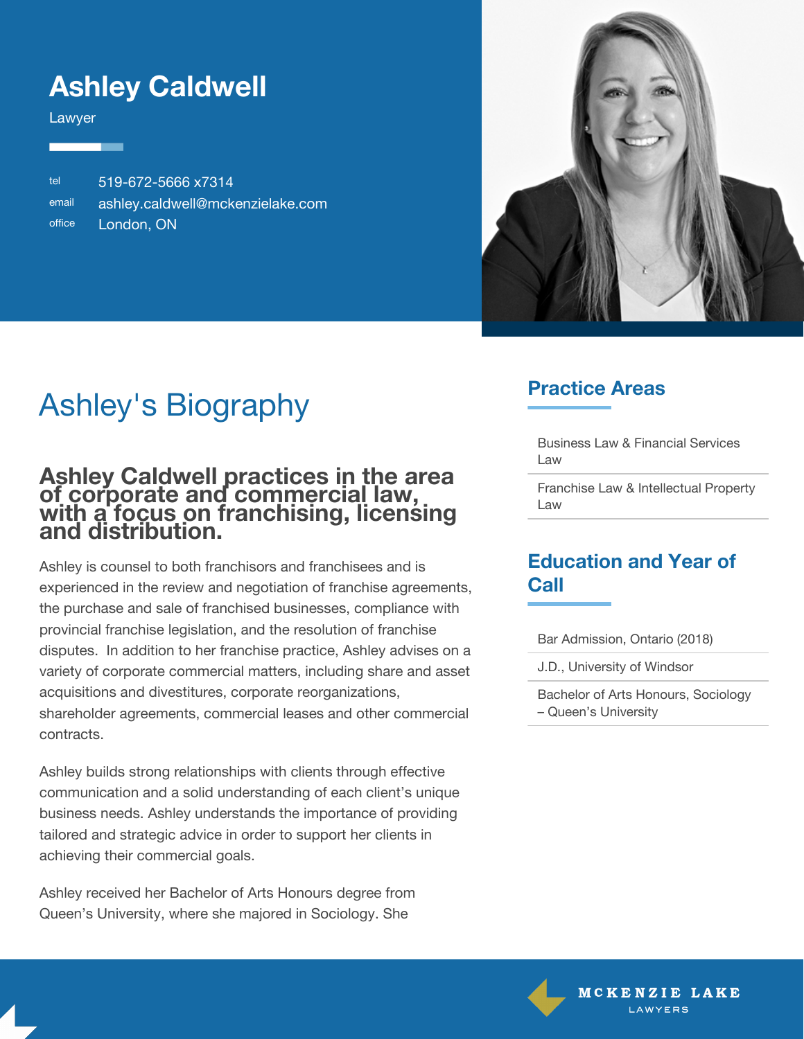# Ashley Caldwell

Lawyer

tel 519-672-5666 x7314
email ashley.caldwell@mckenzielake.com
office London, ON

## Ashley's Biography

### Ashley Caldwell practices in the area of corporate and commercial law, with a focus on franchising, licensing and distribution.

Ashley is counsel to both franchisors and franchisees and is experienced in the review and negotiation of franchise agreements, the purchase and sale of franchised businesses, compliance with provincial franchise legislation, and the resolution of franchise disputes.  In addition to her franchise practice, Ashley advises on a variety of corporate commercial matters, including share and asset acquisitions and divestitures, corporate reorganizations, shareholder agreements, commercial leases and other commercial contracts.

Ashley builds strong relationships with clients through effective communication and a solid understanding of each client's unique business needs. Ashley understands the importance of providing tailored and strategic advice in order to support her clients in achieving their commercial goals.

Ashley received her Bachelor of Arts Honours degree from Queen's University, where she majored in Sociology. She

## Practice Areas

- Business Law & Financial Services Law
- Franchise Law & Intellectual Property Law

## Education and Year of Call

- Bar Admission, Ontario (2018)
- J.D., University of Windsor
- Bachelor of Arts Honours, Sociology – Queen's University

MCKENZIE LAKE LAWYERS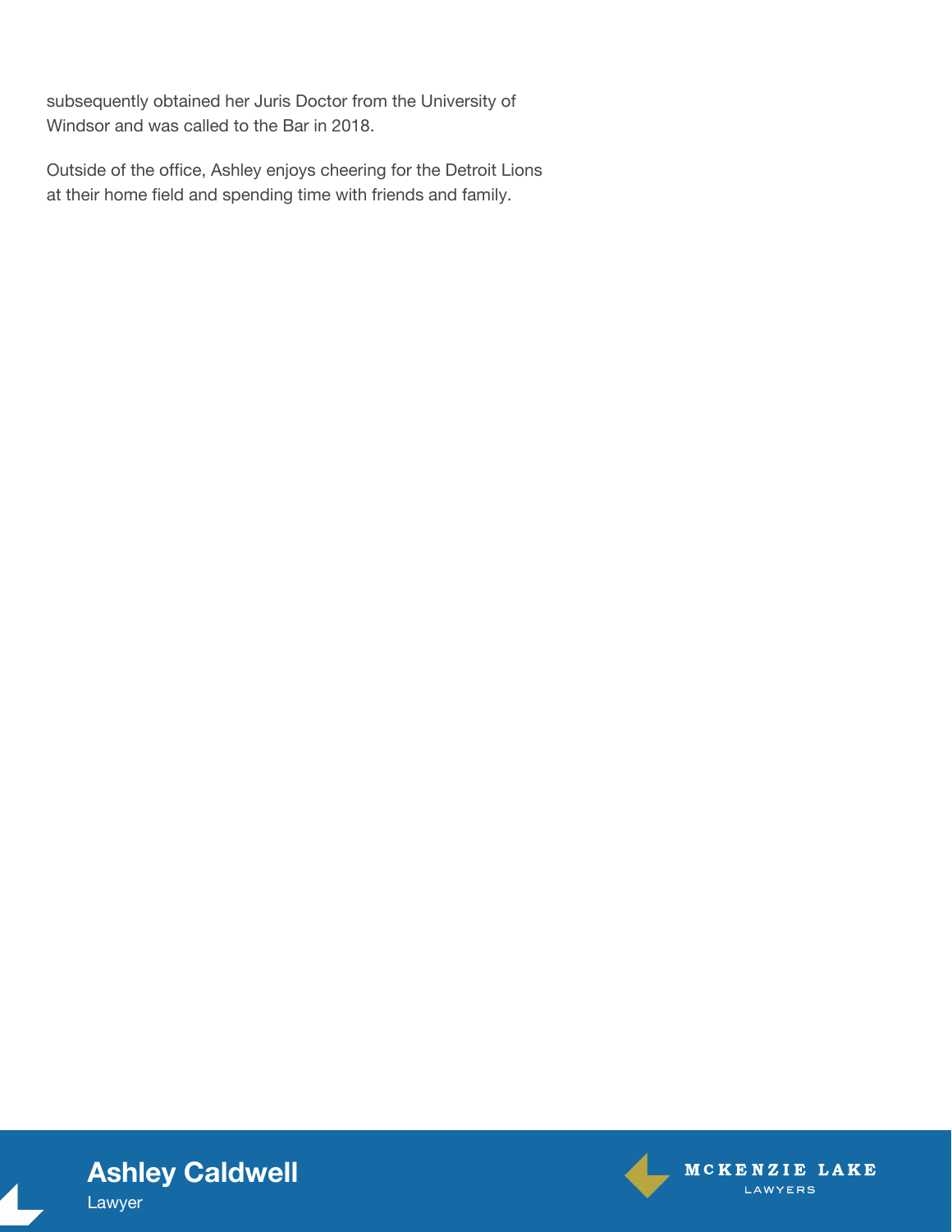subsequently obtained her Juris Doctor from the University of Windsor and was called to the Bar in 2018.

Outside of the office, Ashley enjoys cheering for the Detroit Lions at their home field and spending time with friends and family.